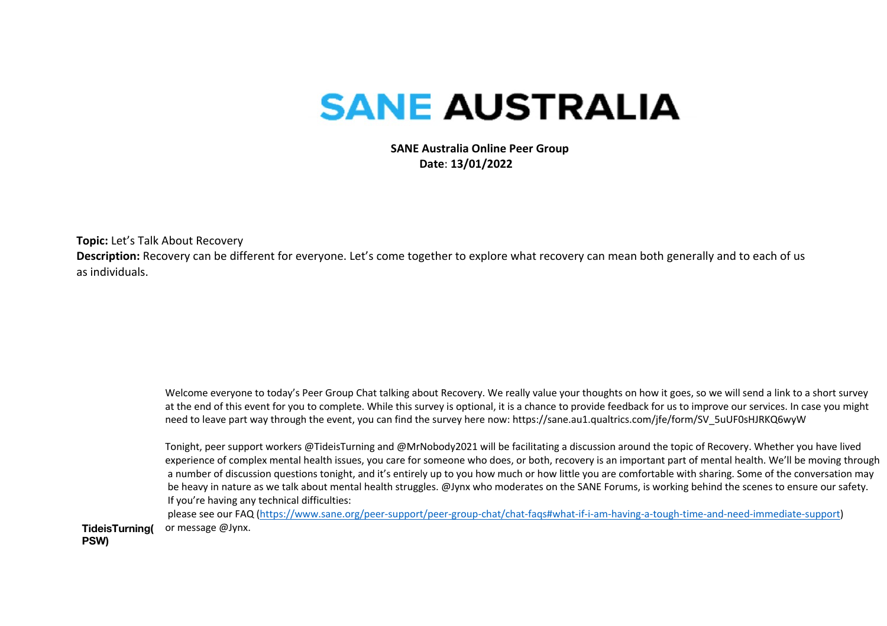# SANE AUSTRALIA

**SANE Australia Online Peer Group**
**Date**: **13/01/2022**

**Topic:** Let's Talk About Recovery
**Description:** Recovery can be different for everyone. Let's come together to explore what recovery can mean both generally and to each of us as individuals.

| | |
|---|---|
| **TideisTurning(PSW)** | Welcome everyone to today's Peer Group Chat talking about Recovery. We really value your thoughts on how it goes, so we will send a link to a short survey at the end of this event for you to complete. While this survey is optional, it is a chance to provide feedback for us to improve our services. In case you might need to leave part way through the event, you can find the survey here now: https://sane.au1.qualtrics.com/jfe/form/SV_5uUF0sHJRKQ6wyW<br><br>Tonight, peer support workers @TideisTurning and @MrNobody2021 will be facilitating a discussion around the topic of Recovery. Whether you have lived experience of complex mental health issues, you care for someone who does, or both, recovery is an important part of mental health. We'll be moving through a number of discussion questions tonight, and it's entirely up to you how much or how little you are comfortable with sharing. Some of the conversation may be heavy in nature as we talk about mental health struggles. @Jynx who moderates on the SANE Forums, is working behind the scenes to ensure our safety. If you're having any technical difficulties: please see our FAQ (https://www.sane.org/peer-support/peer-group-chat/chat-faqs#what-if-i-am-having-a-tough-time-and-need-immediate-support) or message @Jynx. |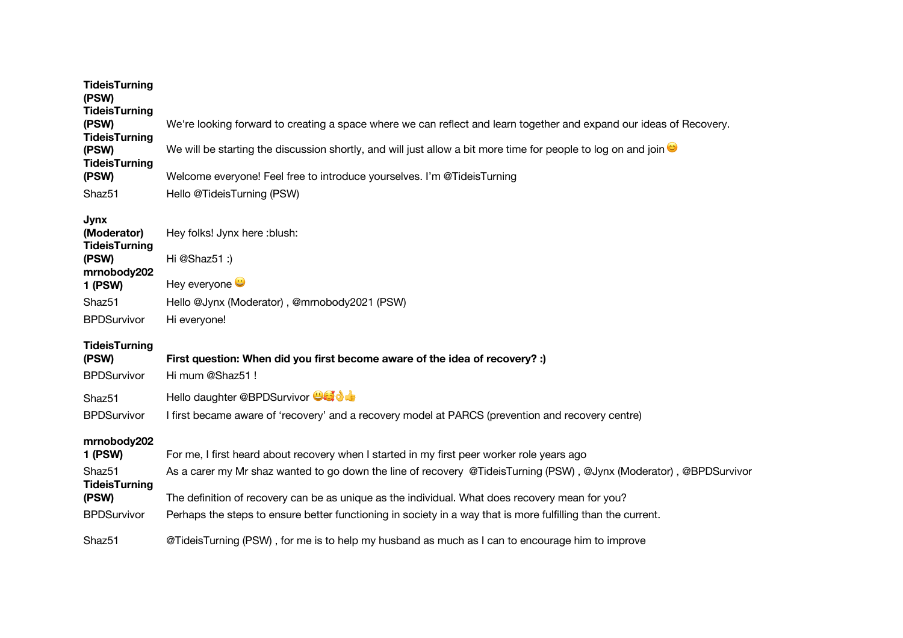| | |
|---|---|
| **TideisTurning (PSW)** | |
| **TideisTurning (PSW)** | We're looking forward to creating a space where we can reflect and learn together and expand our ideas of Recovery. |
| **TideisTurning (PSW)** | We will be starting the discussion shortly, and will just allow a bit more time for people to log on and join 😊 |
| **TideisTurning (PSW)** | Welcome everyone! Feel free to introduce yourselves. I'm @TideisTurning |
| Shaz51 | Hello @TideisTurning (PSW) |
| **Jynx (Moderator)** | Hey folks! Jynx here :blush: |
| **TideisTurning (PSW)** | Hi @Shaz51 :) |
| **mrnobody2021 (PSW)** | Hey everyone 😀 |
| Shaz51 | Hello @Jynx (Moderator) , @mrnobody2021 (PSW) |
| BPDSurvivor | Hi everyone! |
| **TideisTurning (PSW)** | **First question: When did you first become aware of the idea of recovery? :)** |
| BPDSurvivor | Hi mum @Shaz51 ! |
| Shaz51 | Hello daughter @BPDSurvivor 😃🥰👌👍 |
| BPDSurvivor | I first became aware of 'recovery' and a recovery model at PARCS (prevention and recovery centre) |
| **mrnobody2021 (PSW)** | For me, I first heard about recovery when I started in my first peer worker role years ago |
| Shaz51 | As a carer my Mr shaz wanted to go down the line of recovery @TideisTurning (PSW) , @Jynx (Moderator) , @BPDSurvivor |
| **TideisTurning (PSW)** | The definition of recovery can be as unique as the individual. What does recovery mean for you? |
| BPDSurvivor | Perhaps the steps to ensure better functioning in society in a way that is more fulfilling than the current. |
| Shaz51 | @TideisTurning (PSW) , for me is to help my husband as much as I can to encourage him to improve |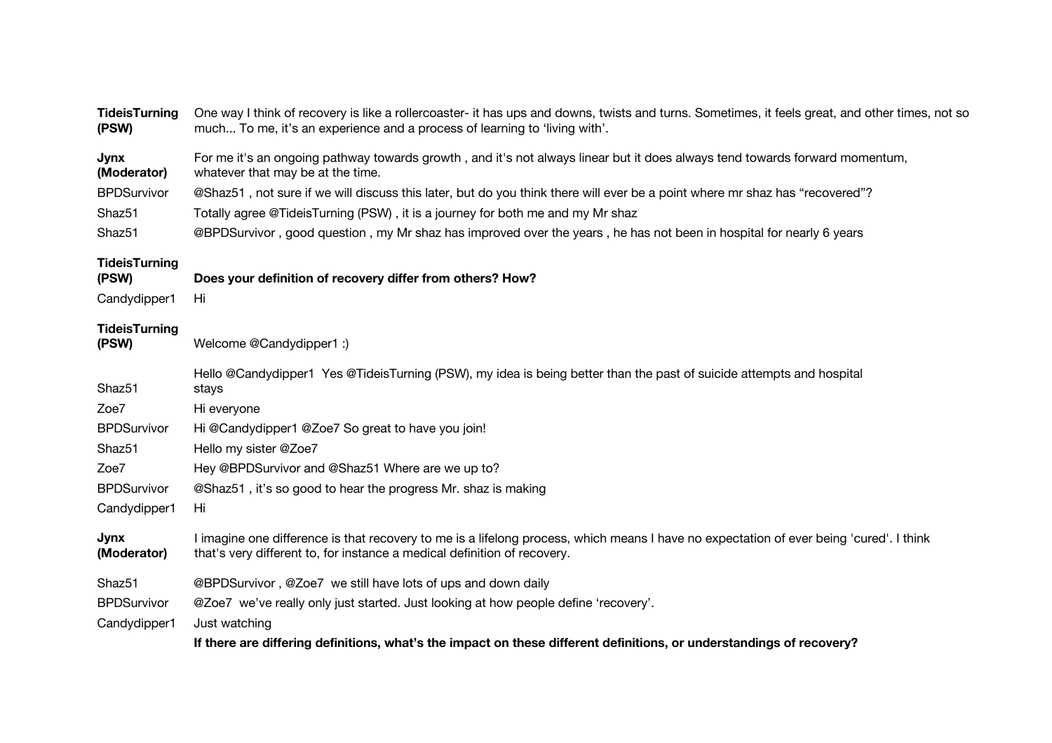| | |
|---|---|
| **TideisTurning (PSW)** | One way I think of recovery is like a rollercoaster- it has ups and downs, twists and turns. Sometimes, it feels great, and other times, not so much... To me, it's an experience and a process of learning to 'living with'. |
| **Jynx (Moderator)** | For me it's an ongoing pathway towards growth , and it's not always linear but it does always tend towards forward momentum, whatever that may be at the time. |
| BPDSurvivor | @Shaz51 , not sure if we will discuss this later, but do you think there will ever be a point where mr shaz has "recovered"? |
| Shaz51 | Totally agree @TideisTurning (PSW) , it is a journey for both me and my Mr shaz |
| Shaz51 | @BPDSurvivor , good question , my Mr shaz has improved over the years , he has not been in hospital for nearly 6 years |
| **TideisTurning (PSW)** | **Does your definition of recovery differ from others? How?** |
| Candydipper1 | Hi |
| **TideisTurning (PSW)** | Welcome @Candydipper1 :) |
| Shaz51 | Hello @Candydipper1 Yes @TideisTurning (PSW), my idea is being better than the past of suicide attempts and hospital stays |
| Zoe7 | Hi everyone |
| BPDSurvivor | Hi @Candydipper1 @Zoe7 So great to have you join! |
| Shaz51 | Hello my sister @Zoe7 |
| Zoe7 | Hey @BPDSurvivor and @Shaz51 Where are we up to? |
| BPDSurvivor | @Shaz51 , it's so good to hear the progress Mr. shaz is making |
| Candydipper1 | Hi |
| **Jynx (Moderator)** | I imagine one difference is that recovery to me is a lifelong process, which means I have no expectation of ever being 'cured'. I think that's very different to, for instance a medical definition of recovery. |
| Shaz51 | @BPDSurvivor , @Zoe7 we still have lots of ups and down daily |
| BPDSurvivor | @Zoe7 we've really only just started. Just looking at how people define 'recovery'. |
| Candydipper1 | Just watching |
| | **If there are differing definitions, what's the impact on these different definitions, or understandings of recovery?** |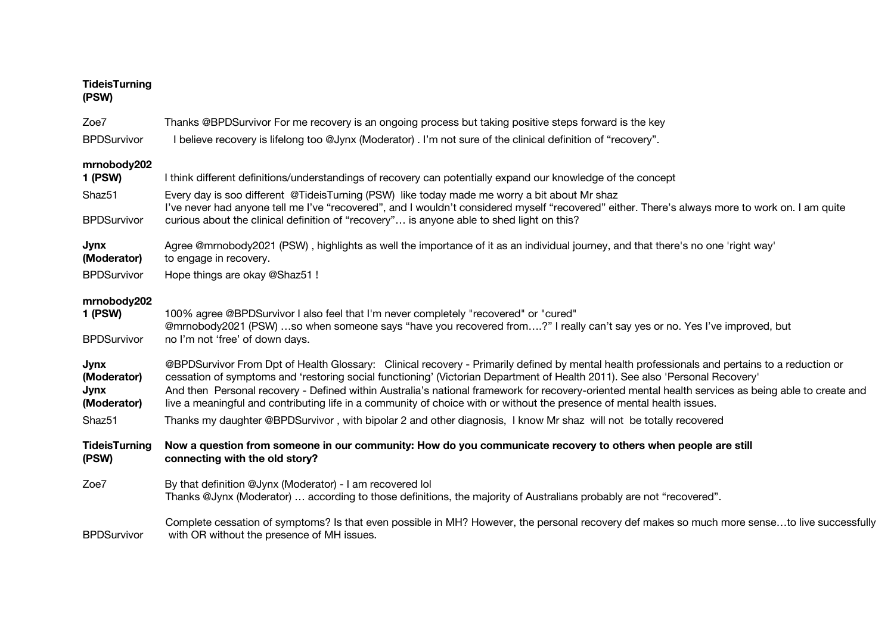**TideisTurning (PSW)**

| | |
|---|---|
| Zoe7 | Thanks @BPDSurvivor For me recovery is an ongoing process but taking positive steps forward is the key |
| BPDSurvivor | I believe recovery is lifelong too @Jynx (Moderator) . I'm not sure of the clinical definition of "recovery". |
| **mrnobody2021 (PSW)** | I think different definitions/understandings of recovery can potentially expand our knowledge of the concept |
| Shaz51 | Every day is soo different @TideisTurning (PSW) like today made me worry a bit about Mr shaz |
| BPDSurvivor | I've never had anyone tell me I've "recovered", and I wouldn't considered myself "recovered" either. There's always more to work on. I am quite curious about the clinical definition of "recovery"… is anyone able to shed light on this? |
| **Jynx (Moderator)** | Agree @mrnobody2021 (PSW) , highlights as well the importance of it as an individual journey, and that there's no one 'right way' to engage in recovery. |
| BPDSurvivor | Hope things are okay @Shaz51 ! |
| **mrnobody2021 (PSW)** | 100% agree @BPDSurvivor I also feel that I'm never completely "recovered" or "cured" |
| BPDSurvivor | @mrnobody2021 (PSW) …so when someone says "have you recovered from….?" I really can't say yes or no. Yes I've improved, but no I'm not 'free' of down days. |
| **Jynx (Moderator)** | @BPDSurvivor From Dpt of Health Glossary: Clinical recovery - Primarily defined by mental health professionals and pertains to a reduction or cessation of symptoms and 'restoring social functioning' (Victorian Department of Health 2011). See also 'Personal Recovery' |
| **Jynx (Moderator)** | And then Personal recovery - Defined within Australia's national framework for recovery-oriented mental health services as being able to create and live a meaningful and contributing life in a community of choice with or without the presence of mental health issues. |
| Shaz51 | Thanks my daughter @BPDSurvivor , with bipolar 2 and other diagnosis, I know Mr shaz will not be totally recovered |
| **TideisTurning (PSW)** | **Now a question from someone in our community: How do you communicate recovery to others when people are still connecting with the old story?** |
| Zoe7 | By that definition @Jynx (Moderator) - I am recovered lol |
| BPDSurvivor | Thanks @Jynx (Moderator) … according to those definitions, the majority of Australians probably are not "recovered". Complete cessation of symptoms? Is that even possible in MH? However, the personal recovery def makes so much more sense…to live successfully with OR without the presence of MH issues. |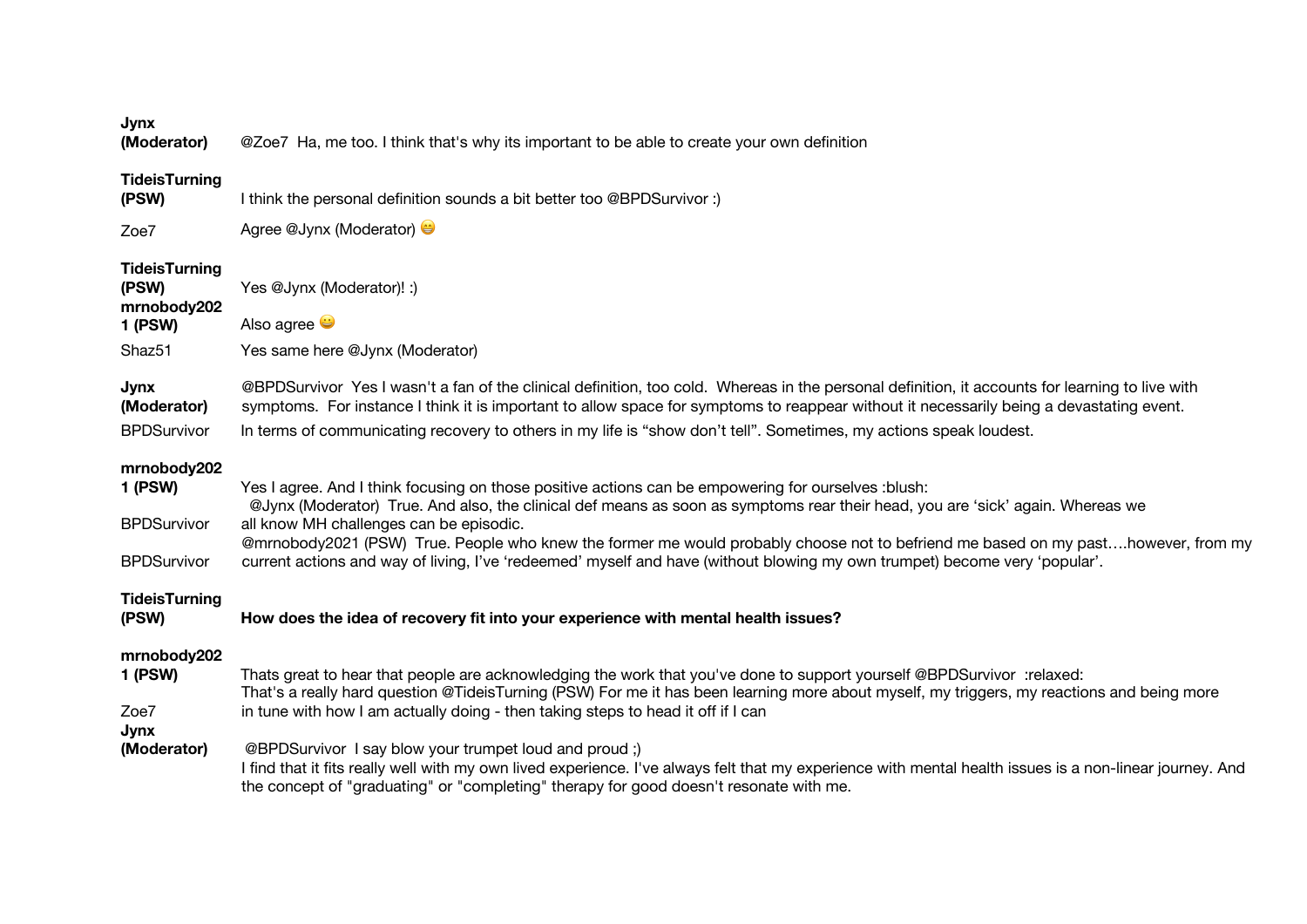**Jynx (Moderator)** @Zoe7 Ha, me too. I think that's why its important to be able to create your own definition

**TideisTurning (PSW)** I think the personal definition sounds a bit better too @BPDSurvivor :)

Zoe7 Agree @Jynx (Moderator) 😁

**TideisTurning (PSW)** Yes @Jynx (Moderator)! :)

**mrnobody2021 (PSW)** Also agree 😀

Shaz51 Yes same here @Jynx (Moderator)

**Jynx (Moderator)** @BPDSurvivor Yes I wasn't a fan of the clinical definition, too cold. Whereas in the personal definition, it accounts for learning to live with symptoms. For instance I think it is important to allow space for symptoms to reappear without it necessarily being a devastating event.

BPDSurvivor In terms of communicating recovery to others in my life is "show don't tell". Sometimes, my actions speak loudest.

**mrnobody2021 (PSW)** Yes I agree. And I think focusing on those positive actions can be empowering for ourselves :blush:

BPDSurvivor @Jynx (Moderator) True. And also, the clinical def means as soon as symptoms rear their head, you are 'sick' again. Whereas we all know MH challenges can be episodic.

BPDSurvivor @mrnobody2021 (PSW) True. People who knew the former me would probably choose not to befriend me based on my past….however, from my current actions and way of living, I've 'redeemed' myself and have (without blowing my own trumpet) become very 'popular'.

**TideisTurning (PSW)** **How does the idea of recovery fit into your experience with mental health issues?**

**mrnobody2021 (PSW)** Thats great to hear that people are acknowledging the work that you've done to support yourself @BPDSurvivor :relaxed:

Zoe7 That's a really hard question @TideisTurning (PSW) For me it has been learning more about myself, my triggers, my reactions and being more in tune with how I am actually doing - then taking steps to head it off if I can

**Jynx (Moderator)** @BPDSurvivor I say blow your trumpet loud and proud ;)

I find that it fits really well with my own lived experience. I've always felt that my experience with mental health issues is a non-linear journey. And the concept of "graduating" or "completing" therapy for good doesn't resonate with me.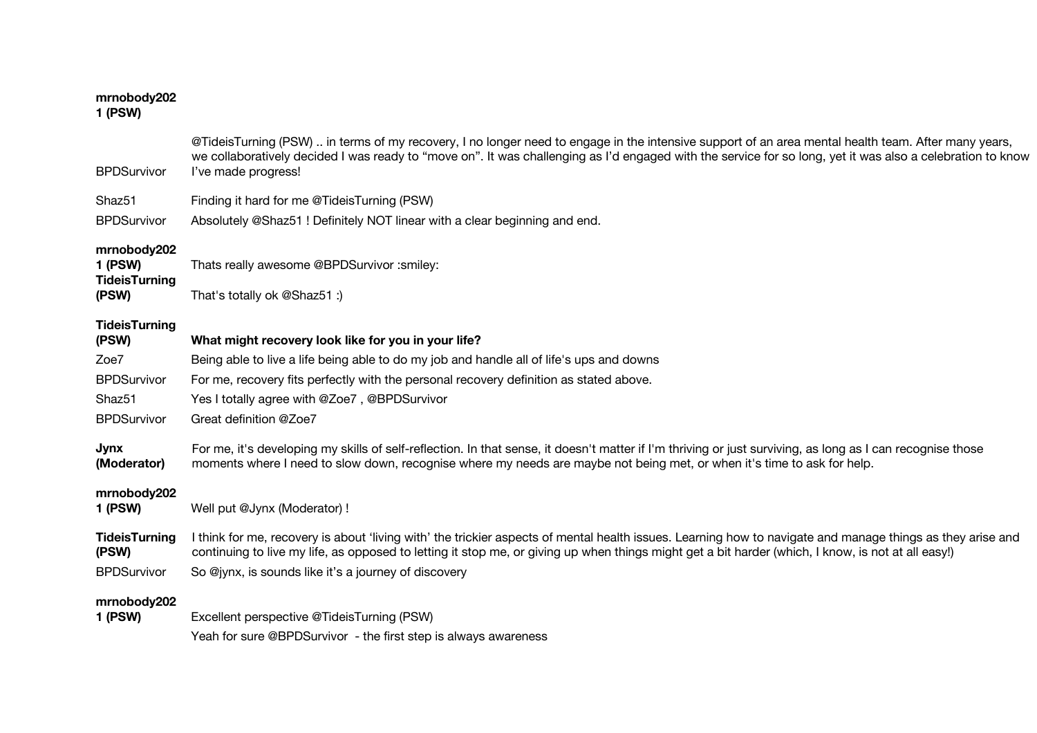**mrnobody2021 (PSW)**

**BPDSurvivor**: @TideisTurning (PSW) .. in terms of my recovery, I no longer need to engage in the intensive support of an area mental health team. After many years, we collaboratively decided I was ready to “move on”. It was challenging as I’d engaged with the service for so long, yet it was also a celebration to know I’ve made progress!

**Shaz51**: Finding it hard for me @TideisTurning (PSW)

**BPDSurvivor**: Absolutely @Shaz51 ! Definitely NOT linear with a clear beginning and end.

**mrnobody2021 (PSW)**: Thats really awesome @BPDSurvivor :smiley:

**TideisTurning (PSW)**: That's totally ok @Shaz51 :)

**TideisTurning (PSW)**: **What might recovery look like for you in your life?**

**Zoe7**: Being able to live a life being able to do my job and handle all of life's ups and downs

**BPDSurvivor**: For me, recovery fits perfectly with the personal recovery definition as stated above.

**Shaz51**: Yes I totally agree with @Zoe7 , @BPDSurvivor

**BPDSurvivor**: Great definition @Zoe7

**Jynx (Moderator)**: For me, it's developing my skills of self-reflection. In that sense, it doesn't matter if I'm thriving or just surviving, as long as I can recognise those moments where I need to slow down, recognise where my needs are maybe not being met, or when it's time to ask for help.

**mrnobody2021 (PSW)**: Well put @Jynx (Moderator) !

**TideisTurning (PSW)**: I think for me, recovery is about ‘living with’ the trickier aspects of mental health issues. Learning how to navigate and manage things as they arise and continuing to live my life, as opposed to letting it stop me, or giving up when things might get a bit harder (which, I know, is not at all easy!)

**BPDSurvivor**: So @jynx, is sounds like it’s a journey of discovery

**mrnobody2021 (PSW)**: Excellent perspective @TideisTurning (PSW)

Yeah for sure @BPDSurvivor - the first step is always awareness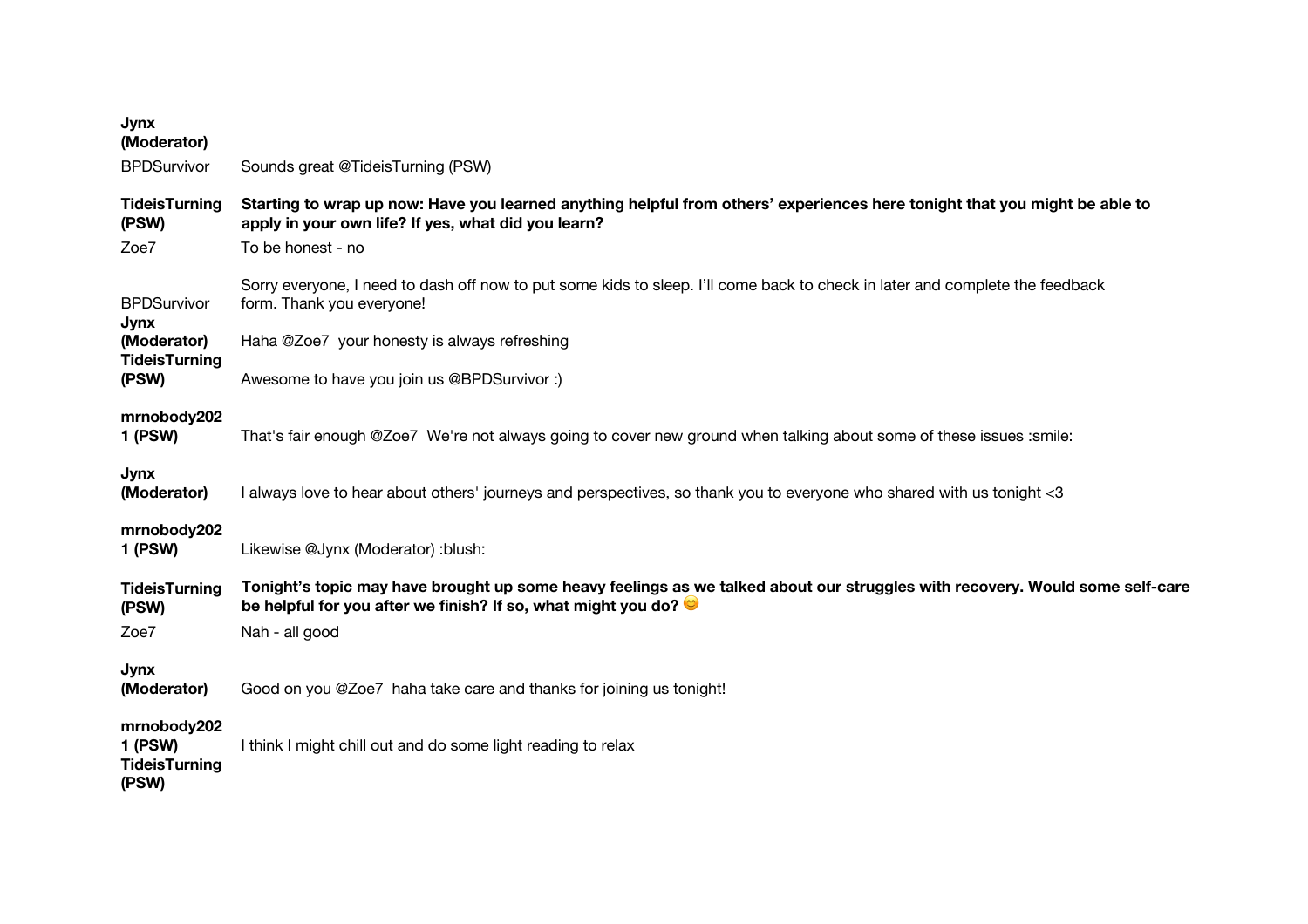| | |
|---|---|
| **Jynx (Moderator)** | |
| BPDSurvivor | Sounds great @TideisTurning (PSW) |
| **TideisTurning (PSW)** | **Starting to wrap up now: Have you learned anything helpful from others' experiences here tonight that you might be able to apply in your own life? If yes, what did you learn?** |
| Zoe7 | To be honest - no |
| BPDSurvivor | Sorry everyone, I need to dash off now to put some kids to sleep. I'll come back to check in later and complete the feedback form. Thank you everyone! |
| **Jynx (Moderator)** | Haha @Zoe7 your honesty is always refreshing |
| **TideisTurning (PSW)** | Awesome to have you join us @BPDSurvivor :) |
| **mrnobody2021 (PSW)** | That's fair enough @Zoe7 We're not always going to cover new ground when talking about some of these issues :smile: |
| **Jynx (Moderator)** | I always love to hear about others' journeys and perspectives, so thank you to everyone who shared with us tonight <3 |
| **mrnobody2021 (PSW)** | Likewise @Jynx (Moderator) :blush: |
| **TideisTurning (PSW)** | **Tonight's topic may have brought up some heavy feelings as we talked about our struggles with recovery. Would some self-care be helpful for you after we finish? If so, what might you do?** 😊 |
| Zoe7 | Nah - all good |
| **Jynx (Moderator)** | Good on you @Zoe7 haha take care and thanks for joining us tonight! |
| **mrnobody2021 (PSW)** | I think I might chill out and do some light reading to relax |
| **TideisTurning (PSW)** | |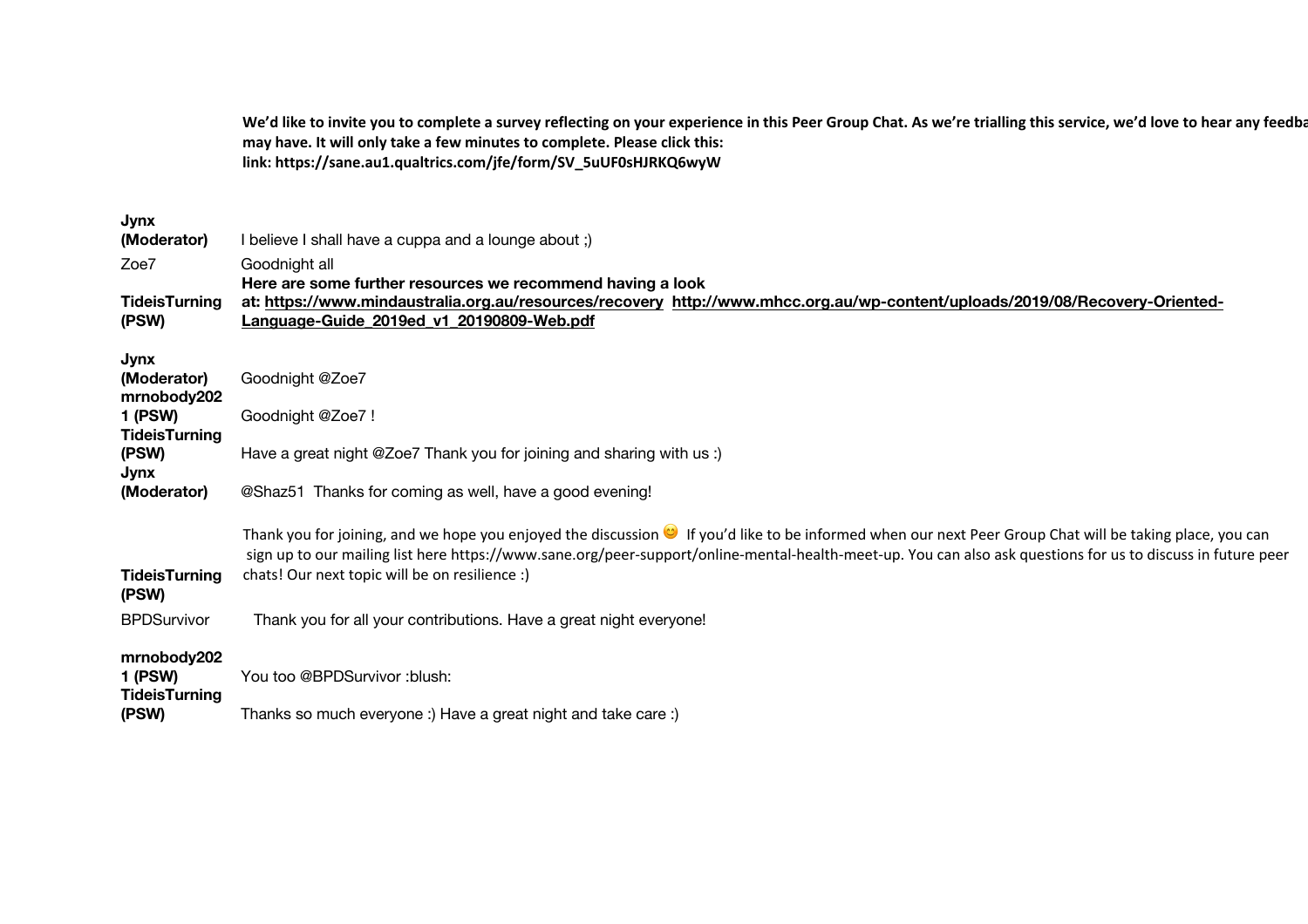**We'd like to invite you to complete a survey reflecting on your experience in this Peer Group Chat. As we're trialling this service, we'd love to hear any feedba may have. It will only take a few minutes to complete. Please click this: link: https://sane.au1.qualtrics.com/jfe/form/SV_5uUF0sHJRKQ6wyW**

| | |
|---|---|
| **Jynx (Moderator)** | I believe I shall have a cuppa and a lounge about ;) |
| Zoe7 | Goodnight all |
| **TideisTurning (PSW)** | **Here are some further resources we recommend having a look at: https://www.mindaustralia.org.au/resources/recovery http://www.mhcc.org.au/wp-content/uploads/2019/08/Recovery-Oriented-Language-Guide_2019ed_v1_20190809-Web.pdf** |
| **Jynx (Moderator)** | Goodnight @Zoe7 |
| **mrnobody2021 (PSW)** | Goodnight @Zoe7 ! |
| **TideisTurning (PSW)** | Have a great night @Zoe7 Thank you for joining and sharing with us :) |
| **Jynx (Moderator)** | @Shaz51 Thanks for coming as well, have a good evening! |
| **TideisTurning (PSW)** | Thank you for joining, and we hope you enjoyed the discussion 😊 If you'd like to be informed when our next Peer Group Chat will be taking place, you can sign up to our mailing list here https://www.sane.org/peer-support/online-mental-health-meet-up. You can also ask questions for us to discuss in future peer chats! Our next topic will be on resilience :) |
| BPDSurvivor | Thank you for all your contributions. Have a great night everyone! |
| **mrnobody2021 (PSW)** | You too @BPDSurvivor :blush: |
| **TideisTurning (PSW)** | Thanks so much everyone :) Have a great night and take care :) |